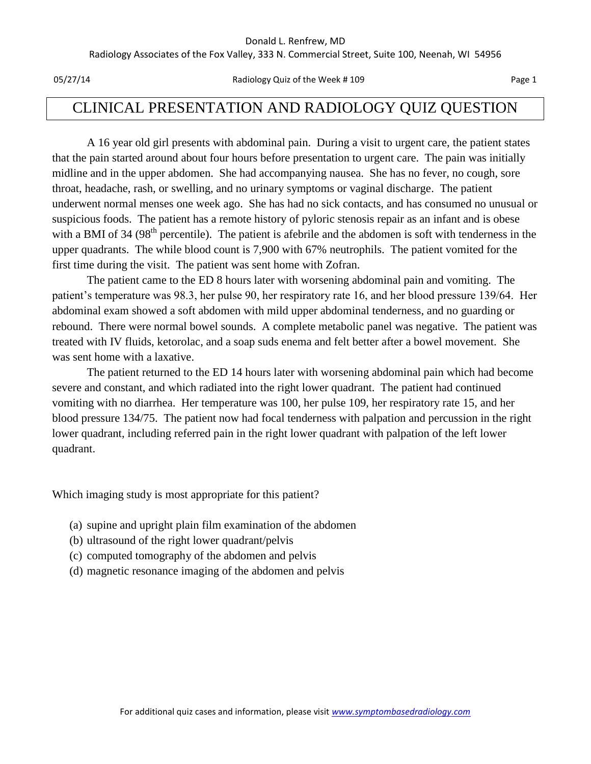# CLINICAL PRESENTATION AND RADIOLOGY QUIZ QUESTION

A 16 year old girl presents with abdominal pain. During a visit to urgent care, the patient states that the pain started around about four hours before presentation to urgent care. The pain was initially midline and in the upper abdomen. She had accompanying nausea. She has no fever, no cough, sore throat, headache, rash, or swelling, and no urinary symptoms or vaginal discharge. The patient underwent normal menses one week ago. She has had no sick contacts, and has consumed no unusual or suspicious foods. The patient has a remote history of pyloric stenosis repair as an infant and is obese with a BMI of 34 (98th percentile). The patient is afebrile and the abdomen is soft with tenderness in the upper quadrants. The while blood count is 7,900 with 67% neutrophils. The patient vomited for the first time during the visit. The patient was sent home with Zofran.

The patient came to the ED 8 hours later with worsening abdominal pain and vomiting. The patient's temperature was 98.3, her pulse 90, her respiratory rate 16, and her blood pressure 139/64. Her abdominal exam showed a soft abdomen with mild upper abdominal tenderness, and no guarding or rebound. There were normal bowel sounds. A complete metabolic panel was negative. The patient was treated with IV fluids, ketorolac, and a soap suds enema and felt better after a bowel movement. She was sent home with a laxative.

The patient returned to the ED 14 hours later with worsening abdominal pain which had become severe and constant, and which radiated into the right lower quadrant. The patient had continued vomiting with no diarrhea. Her temperature was 100, her pulse 109, her respiratory rate 15, and her blood pressure 134/75. The patient now had focal tenderness with palpation and percussion in the right lower quadrant, including referred pain in the right lower quadrant with palpation of the left lower quadrant.

Which imaging study is most appropriate for this patient?

(a) supine and upright plain film examination of the abdomen
(b) ultrasound of the right lower quadrant/pelvis
(c) computed tomography of the abdomen and pelvis
(d) magnetic resonance imaging of the abdomen and pelvis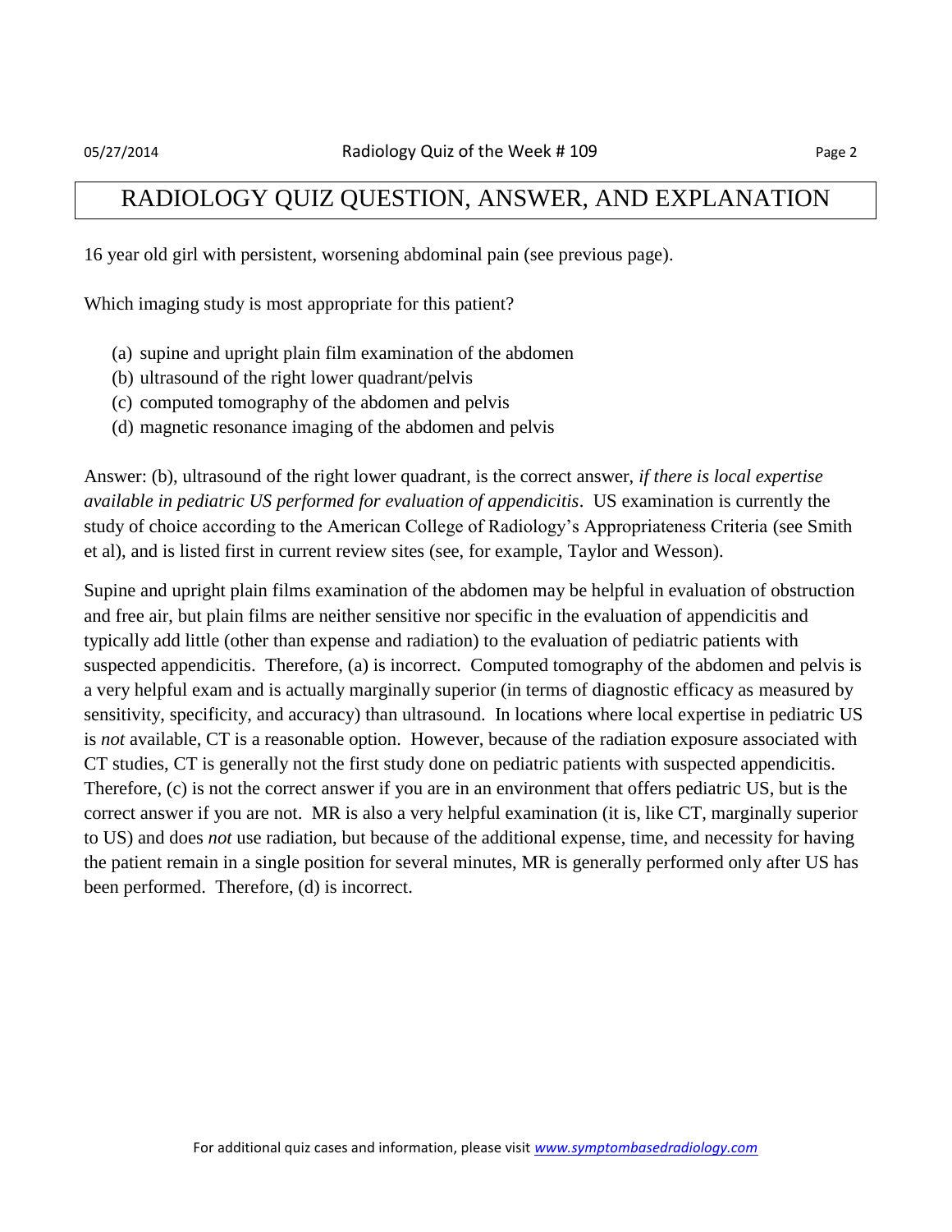# RADIOLOGY QUIZ QUESTION, ANSWER, AND EXPLANATION

16 year old girl with persistent, worsening abdominal pain (see previous page).

Which imaging study is most appropriate for this patient?

(a) supine and upright plain film examination of the abdomen
(b) ultrasound of the right lower quadrant/pelvis
(c) computed tomography of the abdomen and pelvis
(d) magnetic resonance imaging of the abdomen and pelvis

Answer: (b), ultrasound of the right lower quadrant, is the correct answer, *if there is local expertise available in pediatric US performed for evaluation of appendicitis*. US examination is currently the study of choice according to the American College of Radiology's Appropriateness Criteria (see Smith et al), and is listed first in current review sites (see, for example, Taylor and Wesson).

Supine and upright plain films examination of the abdomen may be helpful in evaluation of obstruction and free air, but plain films are neither sensitive nor specific in the evaluation of appendicitis and typically add little (other than expense and radiation) to the evaluation of pediatric patients with suspected appendicitis. Therefore, (a) is incorrect. Computed tomography of the abdomen and pelvis is a very helpful exam and is actually marginally superior (in terms of diagnostic efficacy as measured by sensitivity, specificity, and accuracy) than ultrasound. In locations where local expertise in pediatric US is *not* available, CT is a reasonable option. However, because of the radiation exposure associated with CT studies, CT is generally not the first study done on pediatric patients with suspected appendicitis. Therefore, (c) is not the correct answer if you are in an environment that offers pediatric US, but is the correct answer if you are not. MR is also a very helpful examination (it is, like CT, marginally superior to US) and does *not* use radiation, but because of the additional expense, time, and necessity for having the patient remain in a single position for several minutes, MR is generally performed only after US has been performed. Therefore, (d) is incorrect.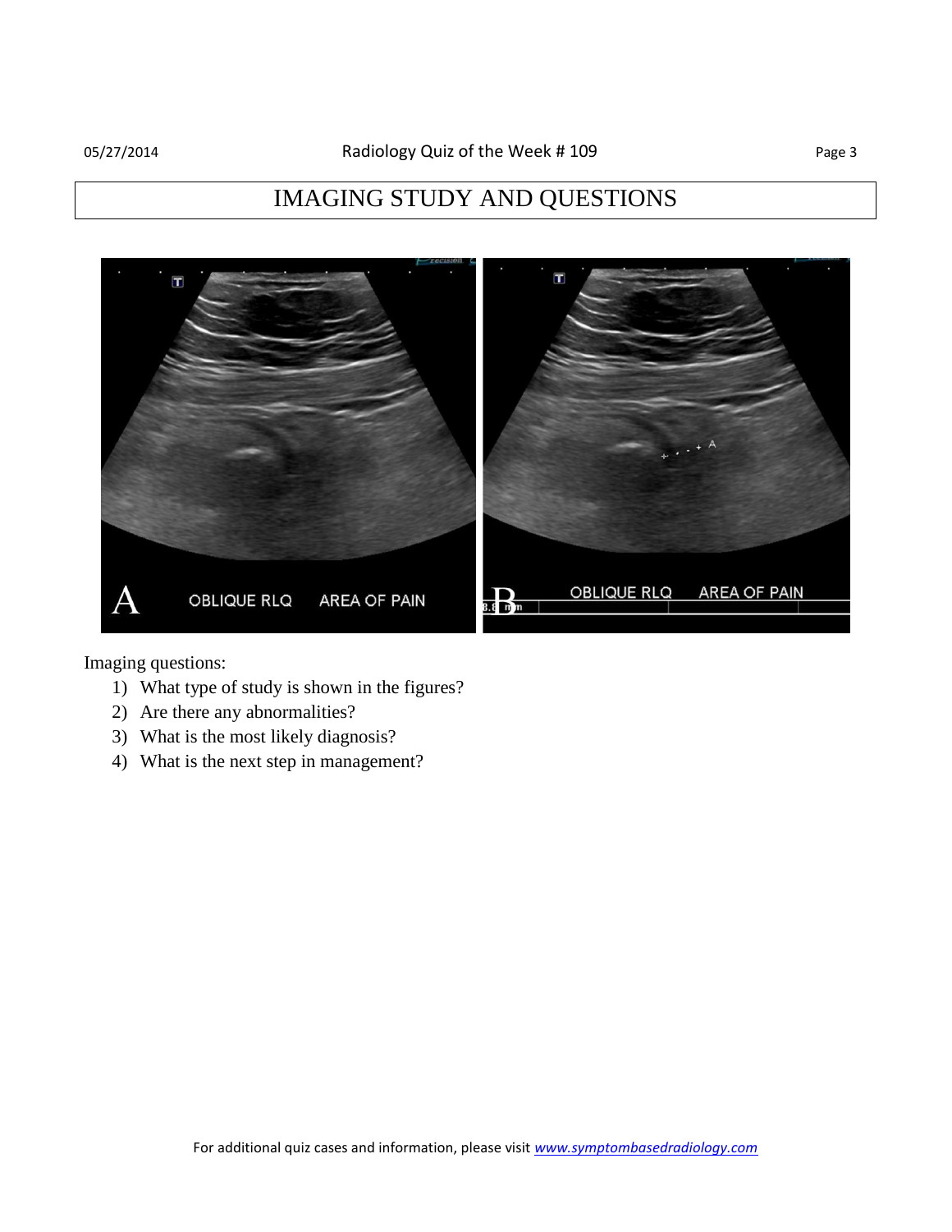# IMAGING STUDY AND QUESTIONS

A OBLIQUE RLQ AREA OF PAIN

B OBLIQUE RLQ AREA OF PAIN

Imaging questions:

1) What type of study is shown in the figures?
2) Are there any abnormalities?
3) What is the most likely diagnosis?
4) What is the next step in management?

For additional quiz cases and information, please visit www.symptombasedradiology.com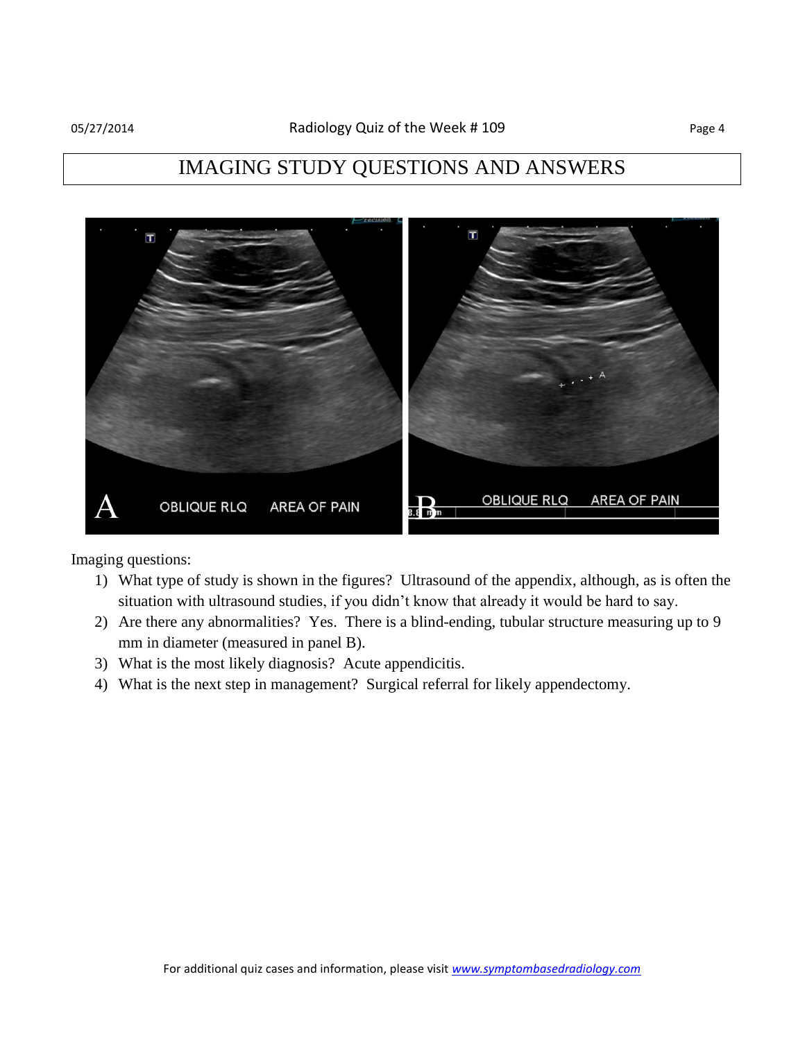# IMAGING STUDY QUESTIONS AND ANSWERS

A OBLIQUE RLQ AREA OF PAIN

B OBLIQUE RLQ AREA OF PAIN

Imaging questions:

1) What type of study is shown in the figures? Ultrasound of the appendix, although, as is often the situation with ultrasound studies, if you didn't know that already it would be hard to say.
2) Are there any abnormalities? Yes. There is a blind-ending, tubular structure measuring up to 9 mm in diameter (measured in panel B).
3) What is the most likely diagnosis? Acute appendicitis.
4) What is the next step in management? Surgical referral for likely appendectomy.

For additional quiz cases and information, please visit www.symptombasedradiology.com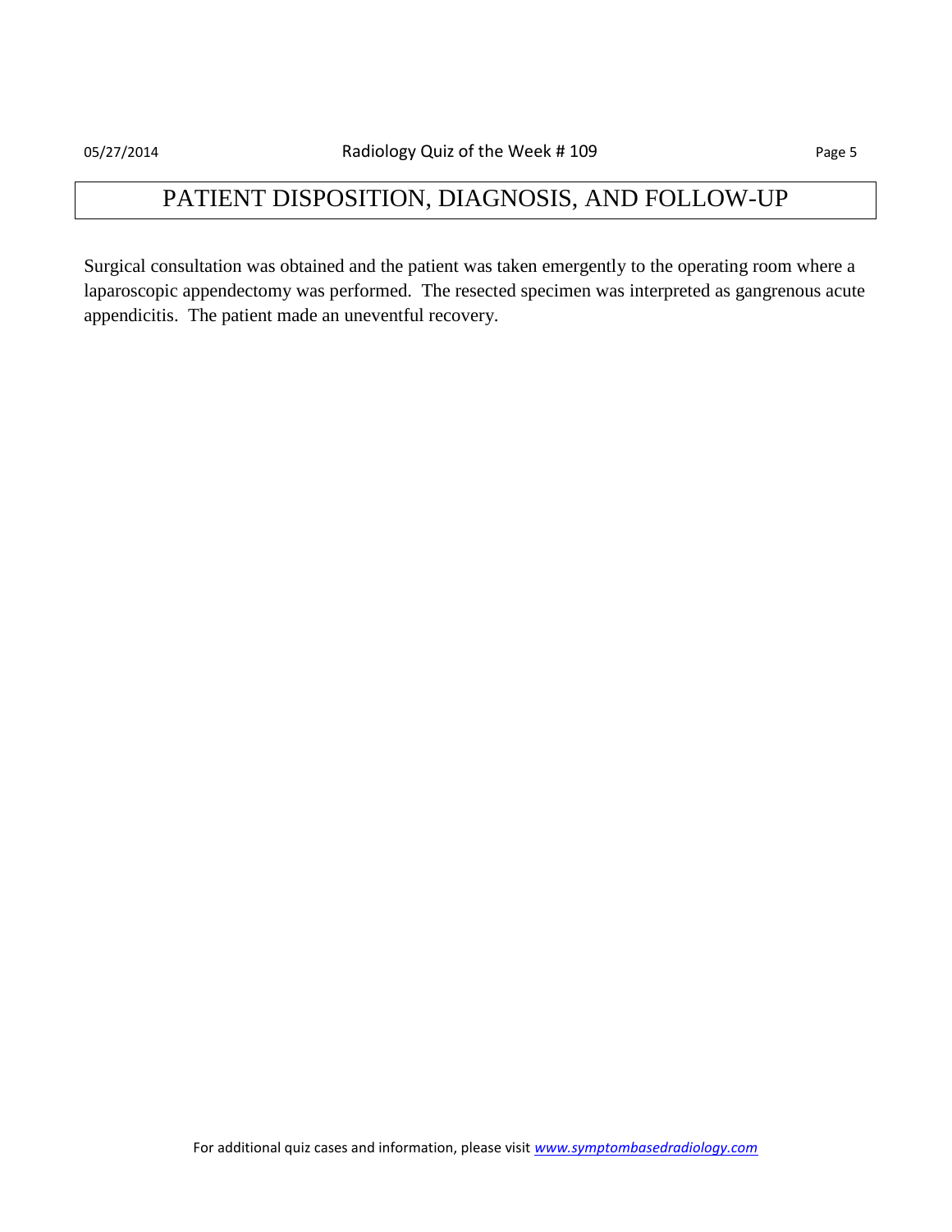# PATIENT DISPOSITION, DIAGNOSIS, AND FOLLOW-UP

Surgical consultation was obtained and the patient was taken emergently to the operating room where a laparoscopic appendectomy was performed. The resected specimen was interpreted as gangrenous acute appendicitis. The patient made an uneventful recovery.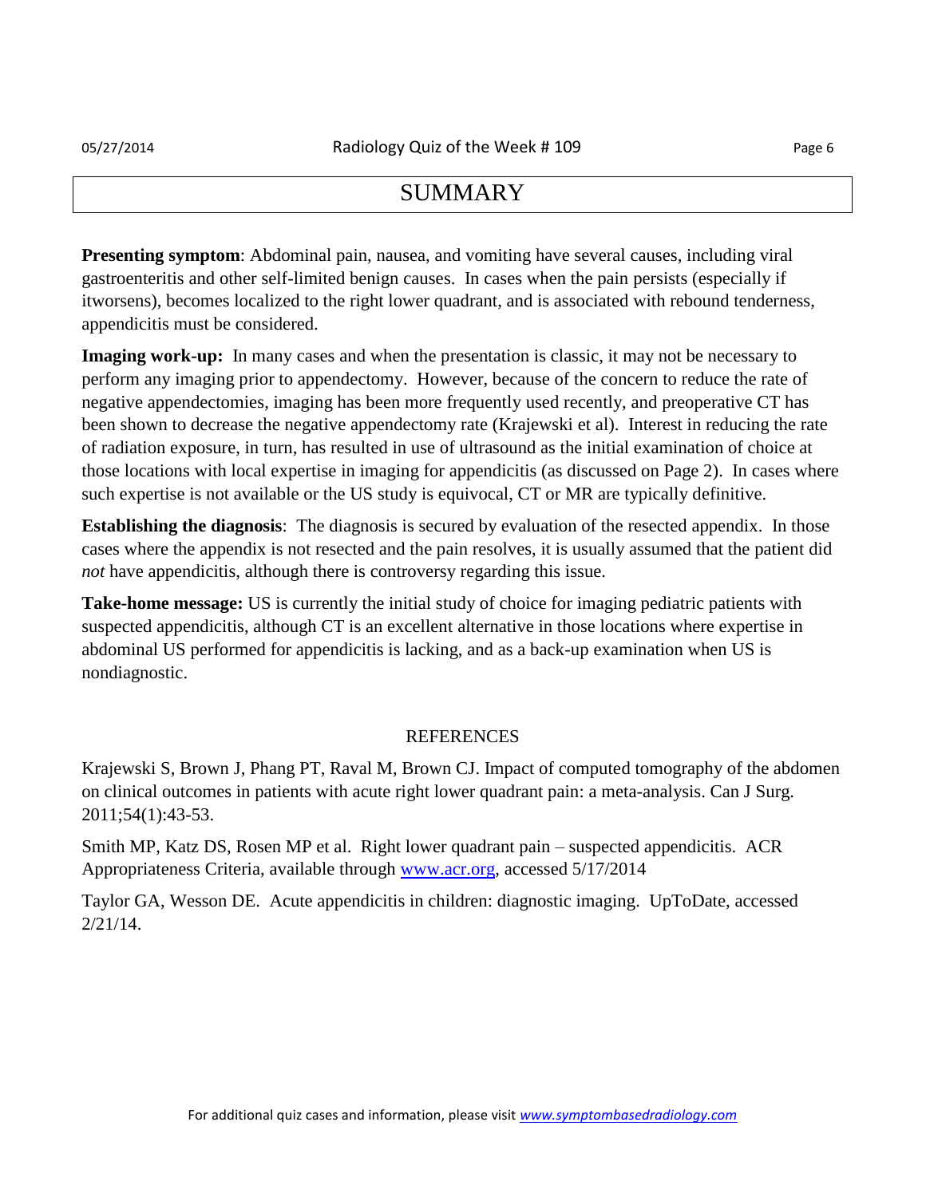# SUMMARY

**Presenting symptom**: Abdominal pain, nausea, and vomiting have several causes, including viral gastroenteritis and other self-limited benign causes. In cases when the pain persists (especially if itworsens), becomes localized to the right lower quadrant, and is associated with rebound tenderness, appendicitis must be considered.

**Imaging work-up:** In many cases and when the presentation is classic, it may not be necessary to perform any imaging prior to appendectomy. However, because of the concern to reduce the rate of negative appendectomies, imaging has been more frequently used recently, and preoperative CT has been shown to decrease the negative appendectomy rate (Krajewski et al). Interest in reducing the rate of radiation exposure, in turn, has resulted in use of ultrasound as the initial examination of choice at those locations with local expertise in imaging for appendicitis (as discussed on Page 2). In cases where such expertise is not available or the US study is equivocal, CT or MR are typically definitive.

**Establishing the diagnosis**: The diagnosis is secured by evaluation of the resected appendix. In those cases where the appendix is not resected and the pain resolves, it is usually assumed that the patient did *not* have appendicitis, although there is controversy regarding this issue.

**Take-home message:** US is currently the initial study of choice for imaging pediatric patients with suspected appendicitis, although CT is an excellent alternative in those locations where expertise in abdominal US performed for appendicitis is lacking, and as a back-up examination when US is nondiagnostic.

## REFERENCES

Krajewski S, Brown J, Phang PT, Raval M, Brown CJ. Impact of computed tomography of the abdomen on clinical outcomes in patients with acute right lower quadrant pain: a meta-analysis. Can J Surg. 2011;54(1):43-53.

Smith MP, Katz DS, Rosen MP et al. Right lower quadrant pain – suspected appendicitis. ACR Appropriateness Criteria, available through www.acr.org, accessed 5/17/2014

Taylor GA, Wesson DE. Acute appendicitis in children: diagnostic imaging. UpToDate, accessed 2/21/14.